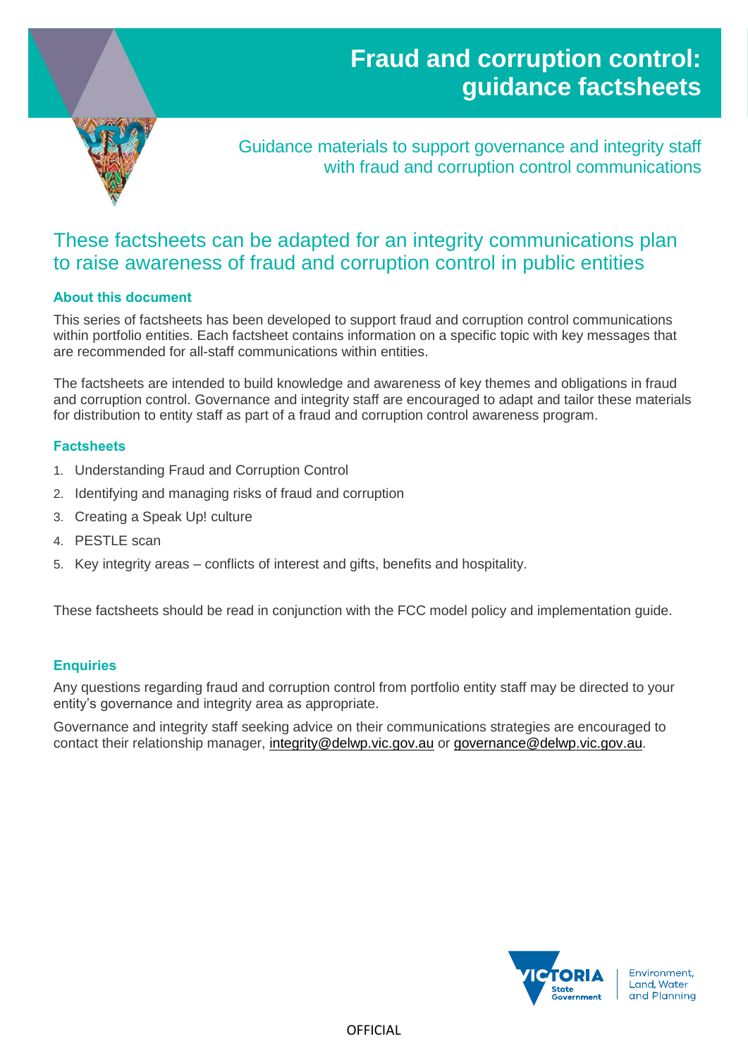# Fraud and corruption control: guidance factsheets

Guidance materials to support governance and integrity staff with fraud and corruption control communications

## These factsheets can be adapted for an integrity communications plan to raise awareness of fraud and corruption control in public entities

### About this document

This series of factsheets has been developed to support fraud and corruption control communications within portfolio entities. Each factsheet contains information on a specific topic with key messages that are recommended for all-staff communications within entities.

The factsheets are intended to build knowledge and awareness of key themes and obligations in fraud and corruption control. Governance and integrity staff are encouraged to adapt and tailor these materials for distribution to entity staff as part of a fraud and corruption control awareness program.

### Factsheets

1. Understanding Fraud and Corruption Control
2. Identifying and managing risks of fraud and corruption
3. Creating a Speak Up! culture
4. PESTLE scan
5. Key integrity areas – conflicts of interest and gifts, benefits and hospitality.

These factsheets should be read in conjunction with the FCC model policy and implementation guide.

### Enquiries

Any questions regarding fraud and corruption control from portfolio entity staff may be directed to your entity's governance and integrity area as appropriate.

Governance and integrity staff seeking advice on their communications strategies are encouraged to contact their relationship manager, integrity@delwp.vic.gov.au or governance@delwp.vic.gov.au.

OFFICIAL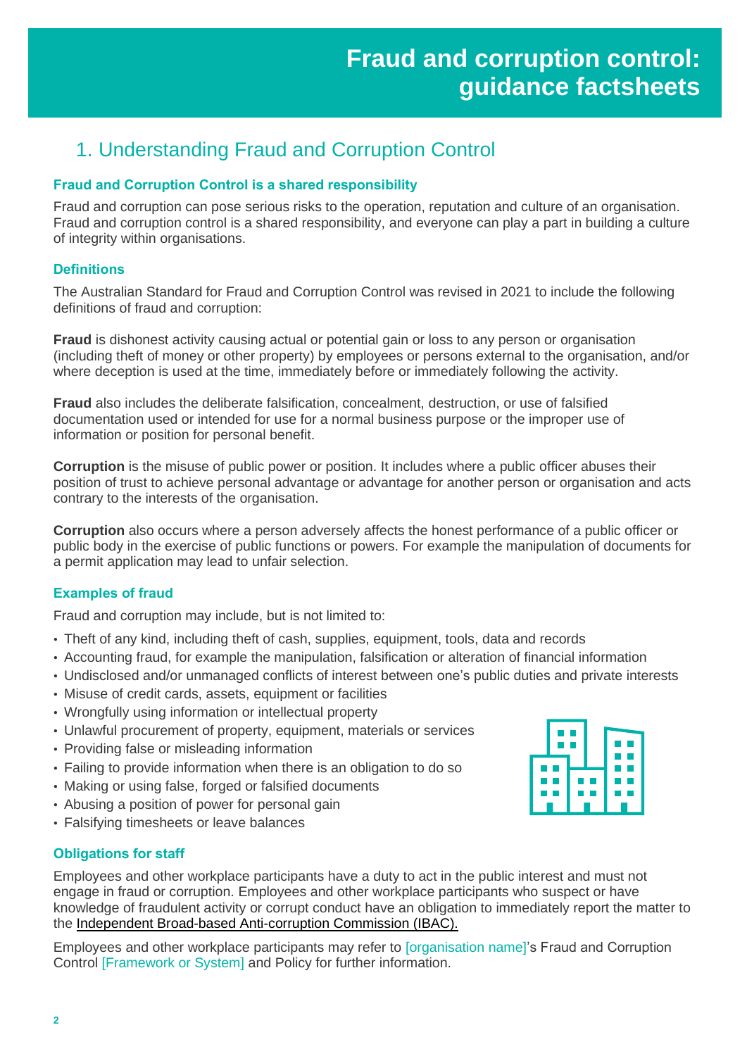# Fraud and corruption control: guidance factsheets

## 1. Understanding Fraud and Corruption Control

### Fraud and Corruption Control is a shared responsibility

Fraud and corruption can pose serious risks to the operation, reputation and culture of an organisation. Fraud and corruption control is a shared responsibility, and everyone can play a part in building a culture of integrity within organisations.

### Definitions

The Australian Standard for Fraud and Corruption Control was revised in 2021 to include the following definitions of fraud and corruption:

**Fraud** is dishonest activity causing actual or potential gain or loss to any person or organisation (including theft of money or other property) by employees or persons external to the organisation, and/or where deception is used at the time, immediately before or immediately following the activity.

**Fraud** also includes the deliberate falsification, concealment, destruction, or use of falsified documentation used or intended for use for a normal business purpose or the improper use of information or position for personal benefit.

**Corruption** is the misuse of public power or position. It includes where a public officer abuses their position of trust to achieve personal advantage or advantage for another person or organisation and acts contrary to the interests of the organisation.

**Corruption** also occurs where a person adversely affects the honest performance of a public officer or public body in the exercise of public functions or powers. For example the manipulation of documents for a permit application may lead to unfair selection.

### Examples of fraud

Fraud and corruption may include, but is not limited to:

- Theft of any kind, including theft of cash, supplies, equipment, tools, data and records
- Accounting fraud, for example the manipulation, falsification or alteration of financial information
- Undisclosed and/or unmanaged conflicts of interest between one's public duties and private interests
- Misuse of credit cards, assets, equipment or facilities
- Wrongfully using information or intellectual property
- Unlawful procurement of property, equipment, materials or services
- Providing false or misleading information
- Failing to provide information when there is an obligation to do so
- Making or using false, forged or falsified documents
- Abusing a position of power for personal gain
- Falsifying timesheets or leave balances

### Obligations for staff

Employees and other workplace participants have a duty to act in the public interest and must not engage in fraud or corruption. Employees and other workplace participants who suspect or have knowledge of fraudulent activity or corrupt conduct have an obligation to immediately report the matter to the Independent Broad-based Anti-corruption Commission (IBAC).

Employees and other workplace participants may refer to [organisation name]'s Fraud and Corruption Control [Framework or System] and Policy for further information.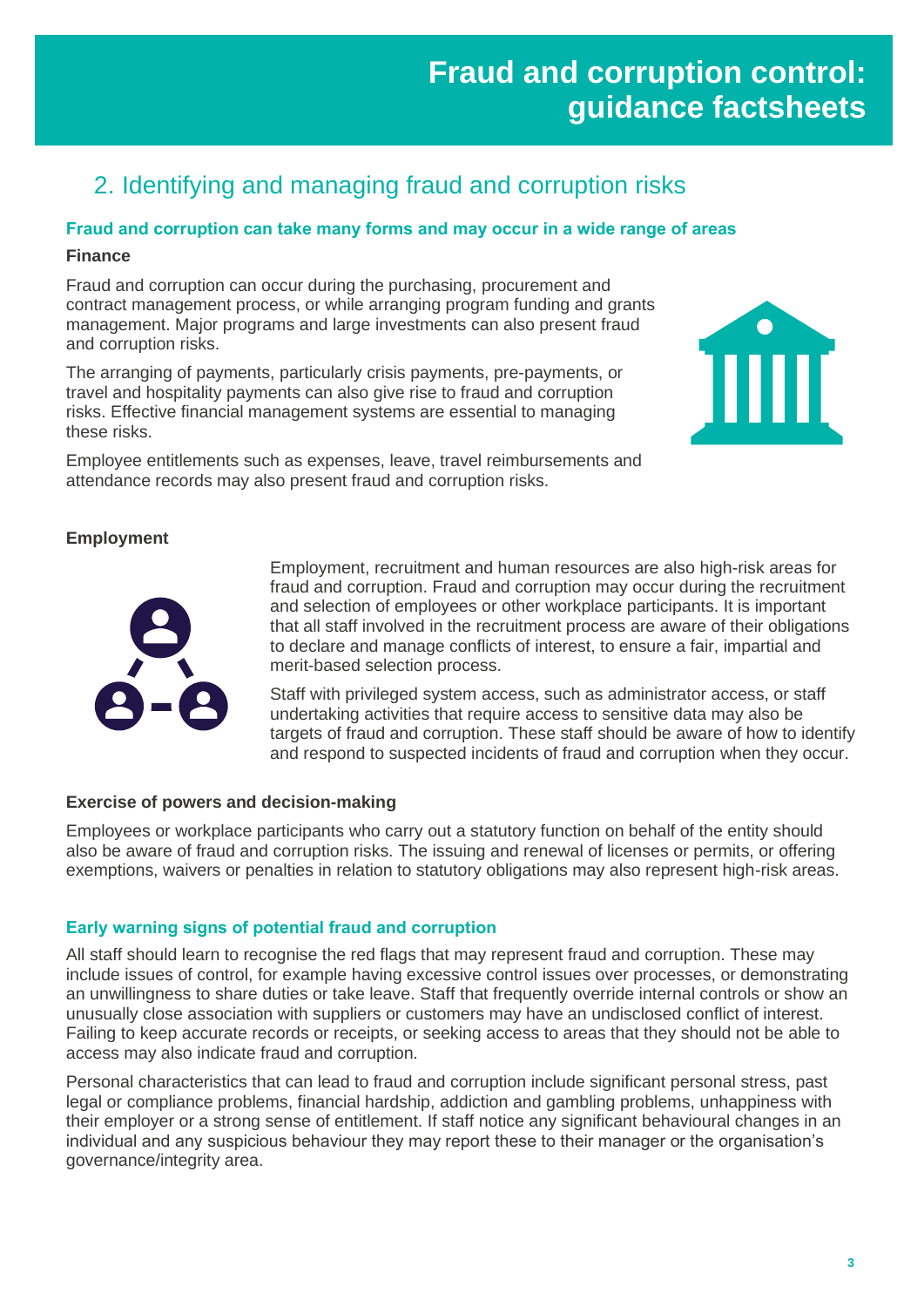# Fraud and corruption control: guidance factsheets

## 2. Identifying and managing fraud and corruption risks

### Fraud and corruption can take many forms and may occur in a wide range of areas

**Finance**

Fraud and corruption can occur during the purchasing, procurement and contract management process, or while arranging program funding and grants management. Major programs and large investments can also present fraud and corruption risks.

The arranging of payments, particularly crisis payments, pre-payments, or travel and hospitality payments can also give rise to fraud and corruption risks. Effective financial management systems are essential to managing these risks.

Employee entitlements such as expenses, leave, travel reimbursements and attendance records may also present fraud and corruption risks.

**Employment**

Employment, recruitment and human resources are also high-risk areas for fraud and corruption. Fraud and corruption may occur during the recruitment and selection of employees or other workplace participants. It is important that all staff involved in the recruitment process are aware of their obligations to declare and manage conflicts of interest, to ensure a fair, impartial and merit-based selection process.

Staff with privileged system access, such as administrator access, or staff undertaking activities that require access to sensitive data may also be targets of fraud and corruption. These staff should be aware of how to identify and respond to suspected incidents of fraud and corruption when they occur.

**Exercise of powers and decision-making**

Employees or workplace participants who carry out a statutory function on behalf of the entity should also be aware of fraud and corruption risks. The issuing and renewal of licenses or permits, or offering exemptions, waivers or penalties in relation to statutory obligations may also represent high-risk areas.

### Early warning signs of potential fraud and corruption

All staff should learn to recognise the red flags that may represent fraud and corruption. These may include issues of control, for example having excessive control issues over processes, or demonstrating an unwillingness to share duties or take leave. Staff that frequently override internal controls or show an unusually close association with suppliers or customers may have an undisclosed conflict of interest. Failing to keep accurate records or receipts, or seeking access to areas that they should not be able to access may also indicate fraud and corruption.

Personal characteristics that can lead to fraud and corruption include significant personal stress, past legal or compliance problems, financial hardship, addiction and gambling problems, unhappiness with their employer or a strong sense of entitlement. If staff notice any significant behavioural changes in an individual and any suspicious behaviour they may report these to their manager or the organisation's governance/integrity area.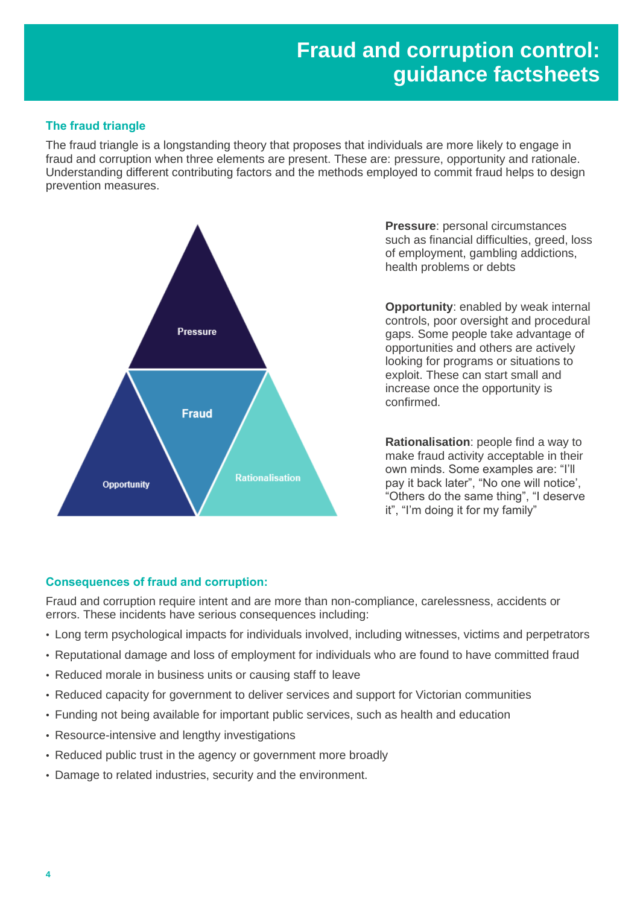# Fraud and corruption control: guidance factsheets

### The fraud triangle

The fraud triangle is a longstanding theory that proposes that individuals are more likely to engage in fraud and corruption when three elements are present. These are: pressure, opportunity and rationale. Understanding different contributing factors and the methods employed to commit fraud helps to design prevention measures.

Pressure

Fraud

Opportunity

Rationalisation

**Pressure**: personal circumstances such as financial difficulties, greed, loss of employment, gambling addictions, health problems or debts

**Opportunity**: enabled by weak internal controls, poor oversight and procedural gaps. Some people take advantage of opportunities and others are actively looking for programs or situations to exploit. These can start small and increase once the opportunity is confirmed.

**Rationalisation**: people find a way to make fraud activity acceptable in their own minds. Some examples are: "I'll pay it back later", "No one will notice', "Others do the same thing", "I deserve it", "I'm doing it for my family"

### Consequences of fraud and corruption:

Fraud and corruption require intent and are more than non-compliance, carelessness, accidents or errors. These incidents have serious consequences including:

- Long term psychological impacts for individuals involved, including witnesses, victims and perpetrators
- Reputational damage and loss of employment for individuals who are found to have committed fraud
- Reduced morale in business units or causing staff to leave
- Reduced capacity for government to deliver services and support for Victorian communities
- Funding not being available for important public services, such as health and education
- Resource-intensive and lengthy investigations
- Reduced public trust in the agency or government more broadly
- Damage to related industries, security and the environment.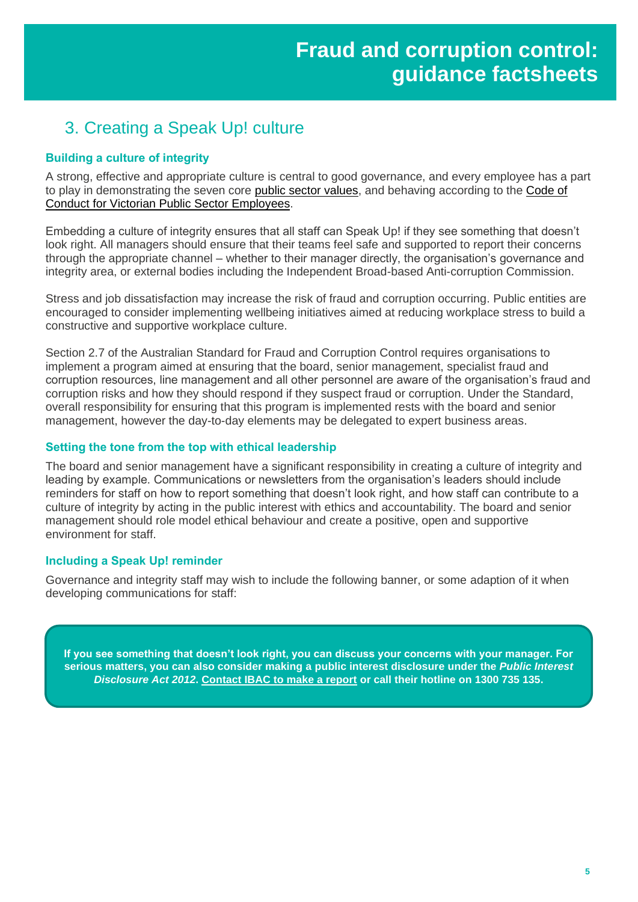# Fraud and corruption control: guidance factsheets

## 3. Creating a Speak Up! culture

### Building a culture of integrity

A strong, effective and appropriate culture is central to good governance, and every employee has a part to play in demonstrating the seven core public sector values, and behaving according to the Code of Conduct for Victorian Public Sector Employees.

Embedding a culture of integrity ensures that all staff can Speak Up! if they see something that doesn't look right. All managers should ensure that their teams feel safe and supported to report their concerns through the appropriate channel – whether to their manager directly, the organisation's governance and integrity area, or external bodies including the Independent Broad-based Anti-corruption Commission.

Stress and job dissatisfaction may increase the risk of fraud and corruption occurring. Public entities are encouraged to consider implementing wellbeing initiatives aimed at reducing workplace stress to build a constructive and supportive workplace culture.

Section 2.7 of the Australian Standard for Fraud and Corruption Control requires organisations to implement a program aimed at ensuring that the board, senior management, specialist fraud and corruption resources, line management and all other personnel are aware of the organisation's fraud and corruption risks and how they should respond if they suspect fraud or corruption. Under the Standard, overall responsibility for ensuring that this program is implemented rests with the board and senior management, however the day-to-day elements may be delegated to expert business areas.

### Setting the tone from the top with ethical leadership

The board and senior management have a significant responsibility in creating a culture of integrity and leading by example. Communications or newsletters from the organisation's leaders should include reminders for staff on how to report something that doesn't look right, and how staff can contribute to a culture of integrity by acting in the public interest with ethics and accountability. The board and senior management should role model ethical behaviour and create a positive, open and supportive environment for staff.

### Including a Speak Up! reminder

Governance and integrity staff may wish to include the following banner, or some adaption of it when developing communications for staff:

> **If you see something that doesn't look right, you can discuss your concerns with your manager. For serious matters, you can also consider making a public interest disclosure under the *Public Interest Disclosure Act 2012*. Contact IBAC to make a report or call their hotline on 1300 735 135.**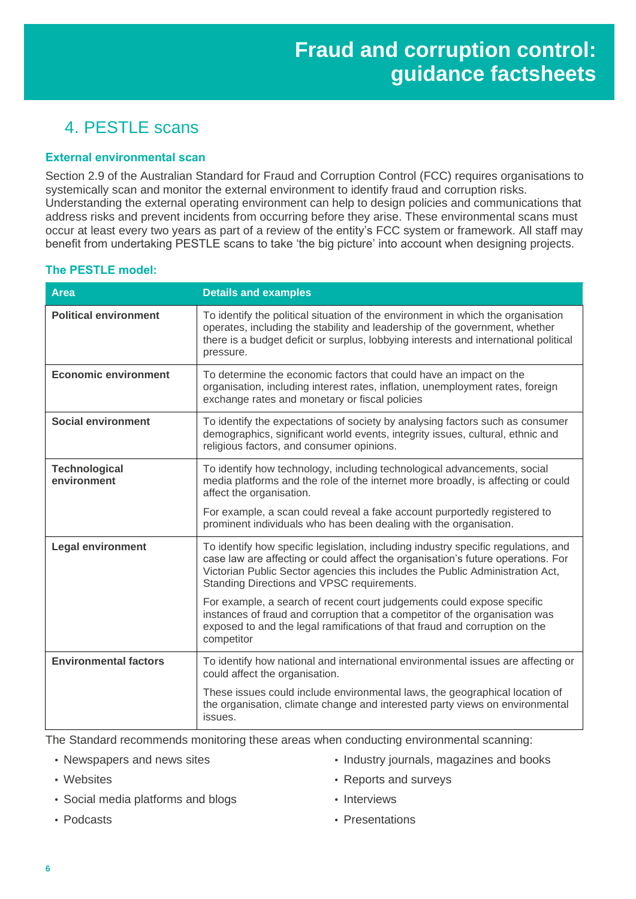# 4. PESTLE scans

### External environmental scan

Section 2.9 of the Australian Standard for Fraud and Corruption Control (FCC) requires organisations to systemically scan and monitor the external environment to identify fraud and corruption risks. Understanding the external operating environment can help to design policies and communications that address risks and prevent incidents from occurring before they arise. These environmental scans must occur at least every two years as part of a review of the entity's FCC system or framework. All staff may benefit from undertaking PESTLE scans to take 'the big picture' into account when designing projects.

### The PESTLE model:

| Area | Details and examples |
|---|---|
| **Political environment** | To identify the political situation of the environment in which the organisation operates, including the stability and leadership of the government, whether there is a budget deficit or surplus, lobbying interests and international political pressure. |
| **Economic environment** | To determine the economic factors that could have an impact on the organisation, including interest rates, inflation, unemployment rates, foreign exchange rates and monetary or fiscal policies |
| **Social environment** | To identify the expectations of society by analysing factors such as consumer demographics, significant world events, integrity issues, cultural, ethnic and religious factors, and consumer opinions. |
| **Technological environment** | To identify how technology, including technological advancements, social media platforms and the role of the internet more broadly, is affecting or could affect the organisation.<br><br>For example, a scan could reveal a fake account purportedly registered to prominent individuals who has been dealing with the organisation. |
| **Legal environment** | To identify how specific legislation, including industry specific regulations, and case law are affecting or could affect the organisation's future operations. For Victorian Public Sector agencies this includes the Public Administration Act, Standing Directions and VPSC requirements.<br><br>For example, a search of recent court judgements could expose specific instances of fraud and corruption that a competitor of the organisation was exposed to and the legal ramifications of that fraud and corruption on the competitor |
| **Environmental factors** | To identify how national and international environmental issues are affecting or could affect the organisation.<br><br>These issues could include environmental laws, the geographical location of the organisation, climate change and interested party views on environmental issues. |

The Standard recommends monitoring these areas when conducting environmental scanning:

- Newspapers and news sites
- Websites
- Social media platforms and blogs
- Podcasts
- Industry journals, magazines and books
- Reports and surveys
- Interviews
- Presentations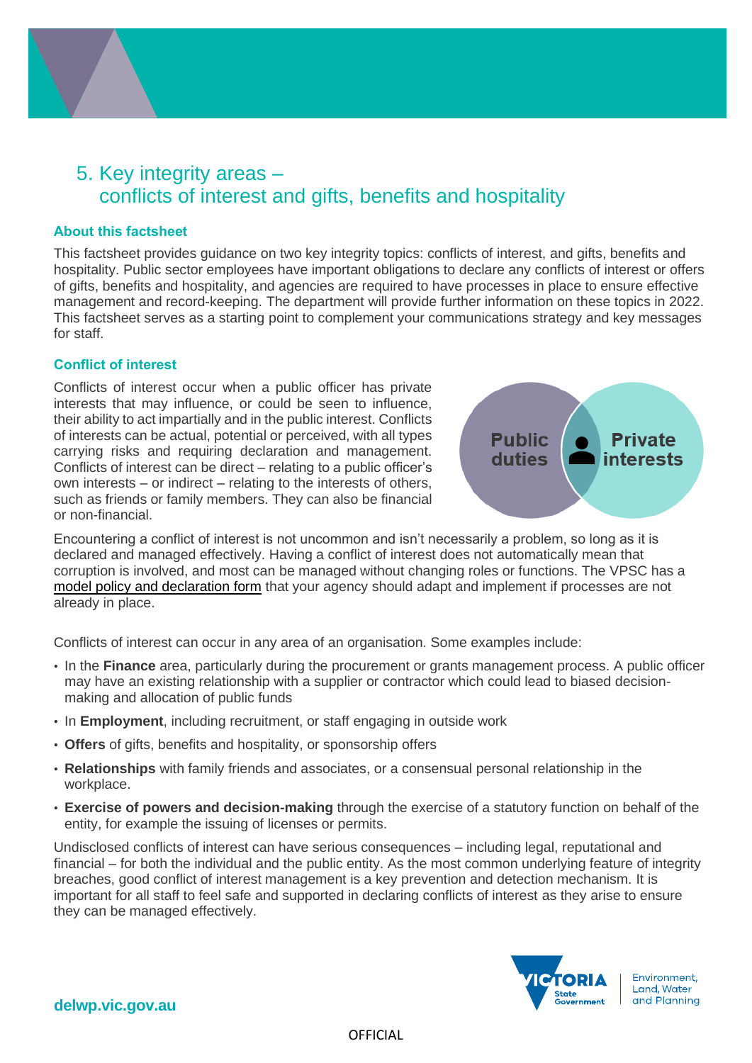# 5. Key integrity areas – conflicts of interest and gifts, benefits and hospitality

### About this factsheet

This factsheet provides guidance on two key integrity topics: conflicts of interest, and gifts, benefits and hospitality. Public sector employees have important obligations to declare any conflicts of interest or offers of gifts, benefits and hospitality, and agencies are required to have processes in place to ensure effective management and record-keeping. The department will provide further information on these topics in 2022. This factsheet serves as a starting point to complement your communications strategy and key messages for staff.

### Conflict of interest

Conflicts of interest occur when a public officer has private interests that may influence, or could be seen to influence, their ability to act impartially and in the public interest. Conflicts of interests can be actual, potential or perceived, with all types carrying risks and requiring declaration and management. Conflicts of interest can be direct – relating to a public officer's own interests – or indirect – relating to the interests of others, such as friends or family members. They can also be financial or non-financial.

Public duties | Private interests

Encountering a conflict of interest is not uncommon and isn't necessarily a problem, so long as it is declared and managed effectively. Having a conflict of interest does not automatically mean that corruption is involved, and most can be managed without changing roles or functions. The VPSC has a model policy and declaration form that your agency should adapt and implement if processes are not already in place.

Conflicts of interest can occur in any area of an organisation. Some examples include:

- In the **Finance** area, particularly during the procurement or grants management process. A public officer may have an existing relationship with a supplier or contractor which could lead to biased decision-making and allocation of public funds
- In **Employment**, including recruitment, or staff engaging in outside work
- **Offers** of gifts, benefits and hospitality, or sponsorship offers
- **Relationships** with family friends and associates, or a consensual personal relationship in the workplace.
- **Exercise of powers and decision-making** through the exercise of a statutory function on behalf of the entity, for example the issuing of licenses or permits.

Undisclosed conflicts of interest can have serious consequences – including legal, reputational and financial – for both the individual and the public entity. As the most common underlying feature of integrity breaches, good conflict of interest management is a key prevention and detection mechanism. It is important for all staff to feel safe and supported in declaring conflicts of interest as they arise to ensure they can be managed effectively.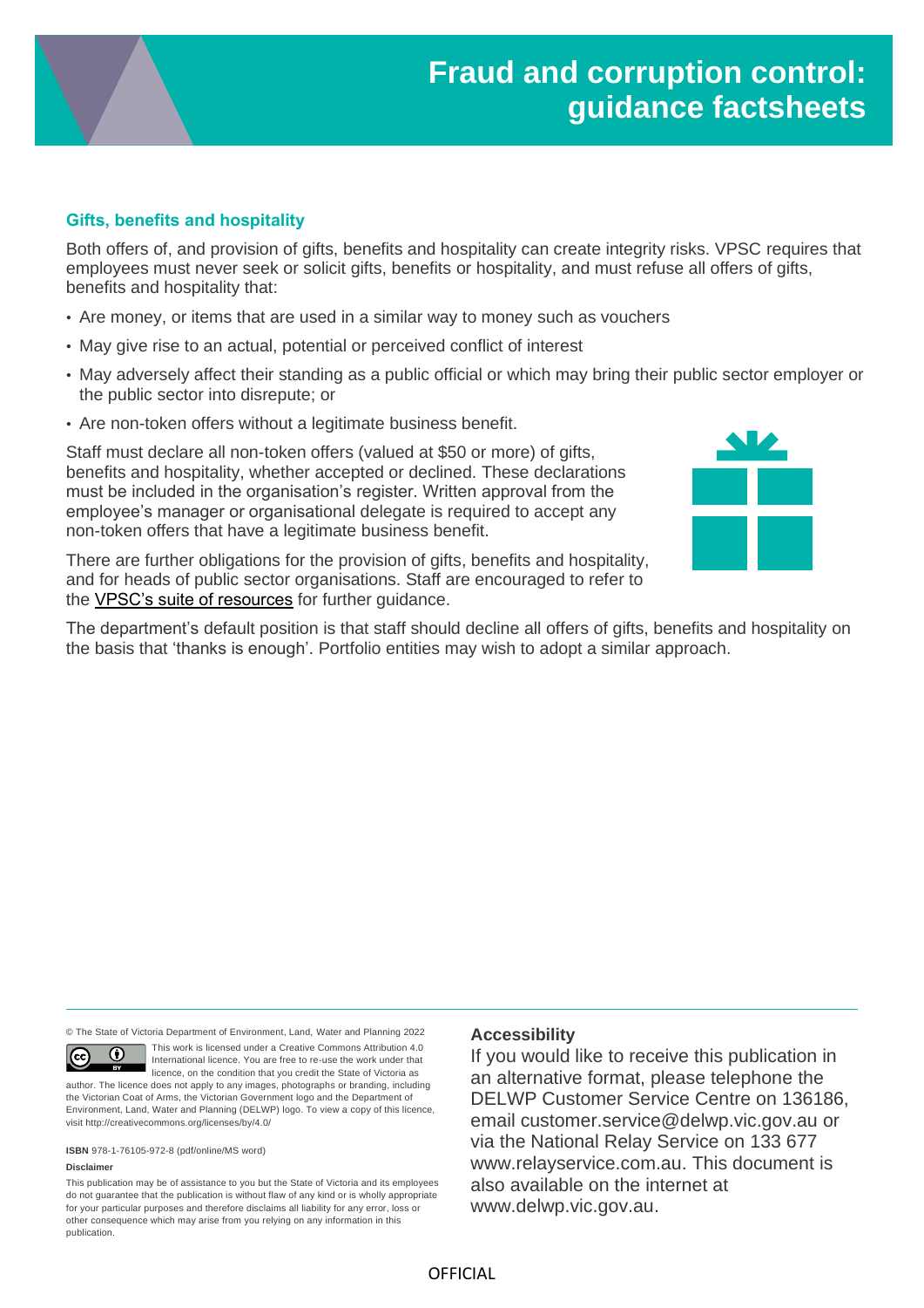# Fraud and corruption control: guidance factsheets

## Gifts, benefits and hospitality

Both offers of, and provision of gifts, benefits and hospitality can create integrity risks. VPSC requires that employees must never seek or solicit gifts, benefits or hospitality, and must refuse all offers of gifts, benefits and hospitality that:

- Are money, or items that are used in a similar way to money such as vouchers
- May give rise to an actual, potential or perceived conflict of interest
- May adversely affect their standing as a public official or which may bring their public sector employer or the public sector into disrepute; or
- Are non-token offers without a legitimate business benefit.

Staff must declare all non-token offers (valued at $50 or more) of gifts, benefits and hospitality, whether accepted or declined. These declarations must be included in the organisation's register. Written approval from the employee's manager or organisational delegate is required to accept any non-token offers that have a legitimate business benefit.

There are further obligations for the provision of gifts, benefits and hospitality, and for heads of public sector organisations. Staff are encouraged to refer to the VPSC's suite of resources for further guidance.

The department's default position is that staff should decline all offers of gifts, benefits and hospitality on the basis that 'thanks is enough'. Portfolio entities may wish to adopt a similar approach.

---

© The State of Victoria Department of Environment, Land, Water and Planning 2022

This work is licensed under a Creative Commons Attribution 4.0 International licence. You are free to re-use the work under that licence, on the condition that you credit the State of Victoria as author. The licence does not apply to any images, photographs or branding, including the Victorian Coat of Arms, the Victorian Government logo and the Department of Environment, Land, Water and Planning (DELWP) logo. To view a copy of this licence, visit http://creativecommons.org/licenses/by/4.0/

**ISBN** 978-1-76105-972-8 (pdf/online/MS word)

**Disclaimer**

This publication may be of assistance to you but the State of Victoria and its employees do not guarantee that the publication is without flaw of any kind or is wholly appropriate for your particular purposes and therefore disclaims all liability for any error, loss or other consequence which may arise from you relying on any information in this publication.

**Accessibility**

If you would like to receive this publication in an alternative format, please telephone the DELWP Customer Service Centre on 136186, email customer.service@delwp.vic.gov.au or via the National Relay Service on 133 677 www.relayservice.com.au. This document is also available on the internet at www.delwp.vic.gov.au.

OFFICIAL